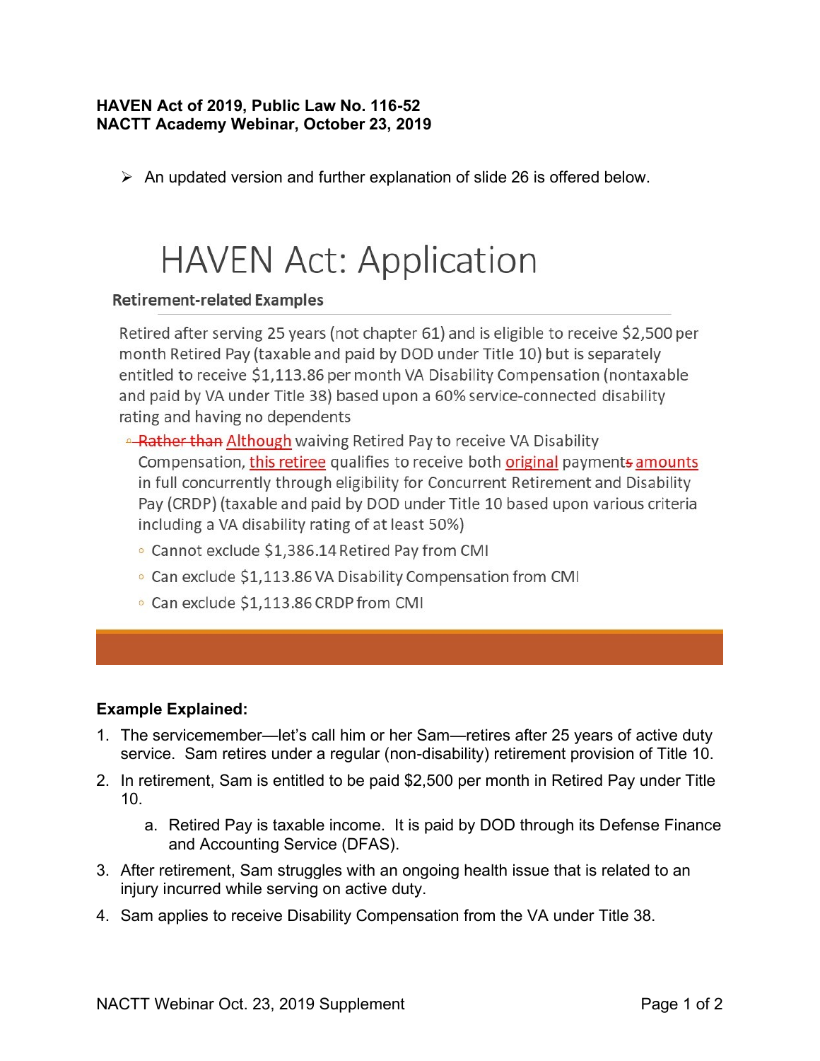**HAVEN Act of 2019, Public Law No. 116-52**
**NACTT Academy Webinar, October 23, 2019**

- An updated version and further explanation of slide 26 is offered below.

# HAVEN Act: Application

**Retirement-related Examples**

Retired after serving 25 years (not chapter 61) and is eligible to receive $2,500 per month Retired Pay (taxable and paid by DOD under Title 10) but is separately entitled to receive $1,113.86 per month VA Disability Compensation (nontaxable and paid by VA under Title 38) based upon a 60% service-connected disability rating and having no dependents

- ~~Rather than~~ Although waiving Retired Pay to receive VA Disability Compensation, this retiree qualifies to receive both original payment~~s~~ amounts in full concurrently through eligibility for Concurrent Retirement and Disability Pay (CRDP) (taxable and paid by DOD under Title 10 based upon various criteria including a VA disability rating of at least 50%)
  - Cannot exclude $1,386.14 Retired Pay from CMI
  - Can exclude $1,113.86 VA Disability Compensation from CMI
  - Can exclude $1,113.86 CRDP from CMI

**Example Explained:**

1. The servicemember—let's call him or her Sam—retires after 25 years of active duty service. Sam retires under a regular (non-disability) retirement provision of Title 10.
2. In retirement, Sam is entitled to be paid $2,500 per month in Retired Pay under Title 10.
   a. Retired Pay is taxable income. It is paid by DOD through its Defense Finance and Accounting Service (DFAS).
3. After retirement, Sam struggles with an ongoing health issue that is related to an injury incurred while serving on active duty.
4. Sam applies to receive Disability Compensation from the VA under Title 38.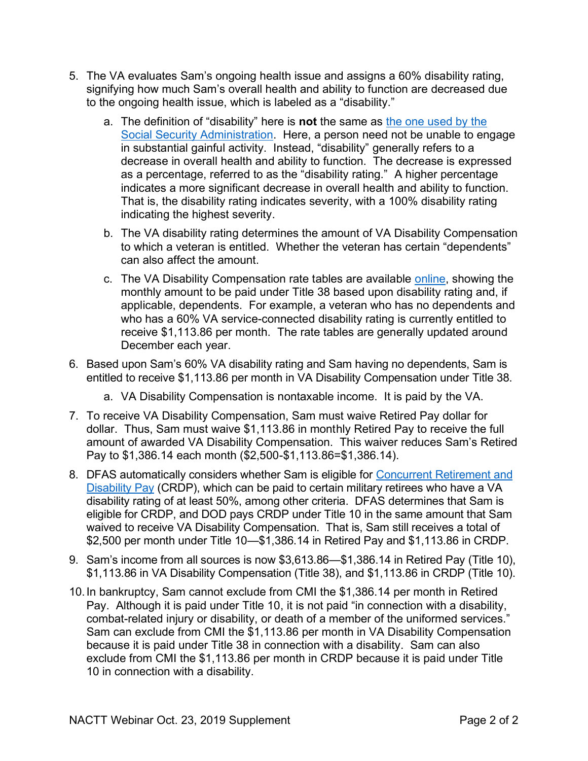5. The VA evaluates Sam's ongoing health issue and assigns a 60% disability rating, signifying how much Sam's overall health and ability to function are decreased due to the ongoing health issue, which is labeled as a "disability."

   a. The definition of "disability" here is **not** the same as the one used by the Social Security Administration. Here, a person need not be unable to engage in substantial gainful activity. Instead, "disability" generally refers to a decrease in overall health and ability to function. The decrease is expressed as a percentage, referred to as the "disability rating." A higher percentage indicates a more significant decrease in overall health and ability to function. That is, the disability rating indicates severity, with a 100% disability rating indicating the highest severity.

   b. The VA disability rating determines the amount of VA Disability Compensation to which a veteran is entitled. Whether the veteran has certain "dependents" can also affect the amount.

   c. The VA Disability Compensation rate tables are available online, showing the monthly amount to be paid under Title 38 based upon disability rating and, if applicable, dependents. For example, a veteran who has no dependents and who has a 60% VA service-connected disability rating is currently entitled to receive $1,113.86 per month. The rate tables are generally updated around December each year.

6. Based upon Sam's 60% VA disability rating and Sam having no dependents, Sam is entitled to receive $1,113.86 per month in VA Disability Compensation under Title 38.

   a. VA Disability Compensation is nontaxable income. It is paid by the VA.

7. To receive VA Disability Compensation, Sam must waive Retired Pay dollar for dollar. Thus, Sam must waive $1,113.86 in monthly Retired Pay to receive the full amount of awarded VA Disability Compensation. This waiver reduces Sam's Retired Pay to $1,386.14 each month ($2,500-$1,113.86=$1,386.14).

8. DFAS automatically considers whether Sam is eligible for Concurrent Retirement and Disability Pay (CRDP), which can be paid to certain military retirees who have a VA disability rating of at least 50%, among other criteria. DFAS determines that Sam is eligible for CRDP, and DOD pays CRDP under Title 10 in the same amount that Sam waived to receive VA Disability Compensation. That is, Sam still receives a total of $2,500 per month under Title 10—$1,386.14 in Retired Pay and $1,113.86 in CRDP.

9. Sam's income from all sources is now $3,613.86—$1,386.14 in Retired Pay (Title 10), $1,113.86 in VA Disability Compensation (Title 38), and $1,113.86 in CRDP (Title 10).

10. In bankruptcy, Sam cannot exclude from CMI the $1,386.14 per month in Retired Pay. Although it is paid under Title 10, it is not paid "in connection with a disability, combat-related injury or disability, or death of a member of the uniformed services." Sam can exclude from CMI the $1,113.86 per month in VA Disability Compensation because it is paid under Title 38 in connection with a disability. Sam can also exclude from CMI the $1,113.86 per month in CRDP because it is paid under Title 10 in connection with a disability.